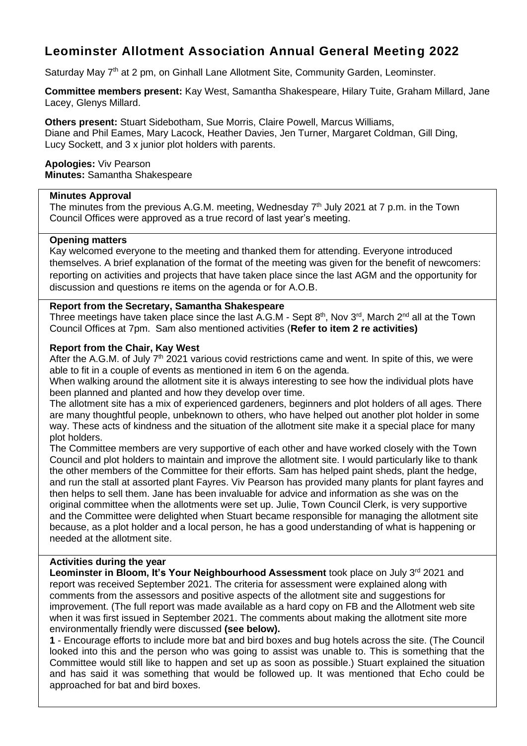# Leominster Allotment Association Annual General Meeting 2022

Saturday May 7th at 2 pm, on Ginhall Lane Allotment Site, Community Garden, Leominster.

**Committee members present:** Kay West, Samantha Shakespeare, Hilary Tuite, Graham Millard, Jane Lacey, Glenys Millard.

**Others present:** Stuart Sidebotham, Sue Morris, Claire Powell, Marcus Williams, Diane and Phil Eames, Mary Lacock, Heather Davies, Jen Turner, Margaret Coldman, Gill Ding, Lucy Sockett, and 3 x junior plot holders with parents.

**Apologies:** Viv Pearson
**Minutes:** Samantha Shakespeare

**Minutes Approval**

The minutes from the previous A.G.M. meeting, Wednesday 7th July 2021 at 7 p.m. in the Town Council Offices were approved as a true record of last year's meeting.

**Opening matters**

Kay welcomed everyone to the meeting and thanked them for attending. Everyone introduced themselves. A brief explanation of the format of the meeting was given for the benefit of newcomers: reporting on activities and projects that have taken place since the last AGM and the opportunity for discussion and questions re items on the agenda or for A.O.B.

**Report from the Secretary, Samantha Shakespeare**

Three meetings have taken place since the last A.G.M - Sept 8th, Nov 3rd, March 2nd all at the Town Council Offices at 7pm. Sam also mentioned activities (**Refer to item 2 re activities)**

**Report from the Chair, Kay West**

After the A.G.M. of July 7th 2021 various covid restrictions came and went. In spite of this, we were able to fit in a couple of events as mentioned in item 6 on the agenda.

When walking around the allotment site it is always interesting to see how the individual plots have been planned and planted and how they develop over time.

The allotment site has a mix of experienced gardeners, beginners and plot holders of all ages. There are many thoughtful people, unbeknown to others, who have helped out another plot holder in some way. These acts of kindness and the situation of the allotment site make it a special place for many plot holders.

The Committee members are very supportive of each other and have worked closely with the Town Council and plot holders to maintain and improve the allotment site. I would particularly like to thank the other members of the Committee for their efforts. Sam has helped paint sheds, plant the hedge, and run the stall at assorted plant Fayres. Viv Pearson has provided many plants for plant fayres and then helps to sell them. Jane has been invaluable for advice and information as she was on the original committee when the allotments were set up. Julie, Town Council Clerk, is very supportive and the Committee were delighted when Stuart became responsible for managing the allotment site because, as a plot holder and a local person, he has a good understanding of what is happening or needed at the allotment site.

**Activities during the year**

**Leominster in Bloom, It's Your Neighbourhood Assessment** took place on July 3rd 2021 and report was received September 2021. The criteria for assessment were explained along with comments from the assessors and positive aspects of the allotment site and suggestions for improvement. (The full report was made available as a hard copy on FB and the Allotment web site when it was first issued in September 2021. The comments about making the allotment site more environmentally friendly were discussed **(see below).**

**1** - Encourage efforts to include more bat and bird boxes and bug hotels across the site. (The Council looked into this and the person who was going to assist was unable to. This is something that the Committee would still like to happen and set up as soon as possible.) Stuart explained the situation and has said it was something that would be followed up. It was mentioned that Echo could be approached for bat and bird boxes.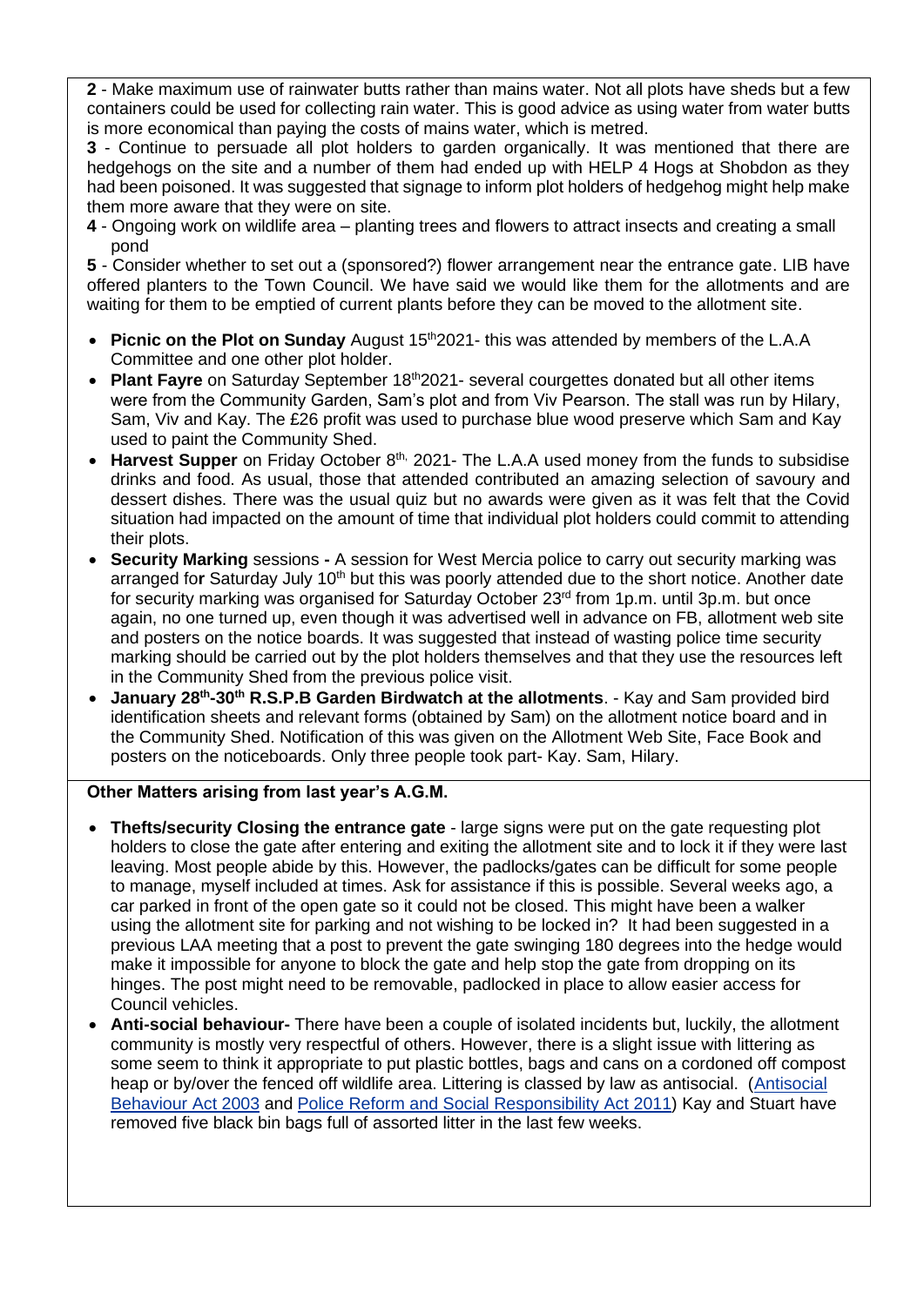**2** - Make maximum use of rainwater butts rather than mains water. Not all plots have sheds but a few containers could be used for collecting rain water. This is good advice as using water from water butts is more economical than paying the costs of mains water, which is metred.

**3** - Continue to persuade all plot holders to garden organically. It was mentioned that there are hedgehogs on the site and a number of them had ended up with HELP 4 Hogs at Shobdon as they had been poisoned. It was suggested that signage to inform plot holders of hedgehog might help make them more aware that they were on site.

**4** - Ongoing work on wildlife area – planting trees and flowers to attract insects and creating a small pond

**5** - Consider whether to set out a (sponsored?) flower arrangement near the entrance gate. LIB have offered planters to the Town Council. We have said we would like them for the allotments and are waiting for them to be emptied of current plants before they can be moved to the allotment site.

- **Picnic on the Plot on Sunday** August 15th 2021- this was attended by members of the L.A.A Committee and one other plot holder.
- **Plant Fayre** on Saturday September 18th 2021- several courgettes donated but all other items were from the Community Garden, Sam's plot and from Viv Pearson. The stall was run by Hilary, Sam, Viv and Kay. The £26 profit was used to purchase blue wood preserve which Sam and Kay used to paint the Community Shed.
- **Harvest Supper** on Friday October 8th, 2021- The L.A.A used money from the funds to subsidise drinks and food. As usual, those that attended contributed an amazing selection of savoury and dessert dishes. There was the usual quiz but no awards were given as it was felt that the Covid situation had impacted on the amount of time that individual plot holders could commit to attending their plots.
- **Security Marking** sessions **-** A session for West Mercia police to carry out security marking was arranged for Saturday July 10th but this was poorly attended due to the short notice. Another date for security marking was organised for Saturday October 23rd from 1p.m. until 3p.m. but once again, no one turned up, even though it was advertised well in advance on FB, allotment web site and posters on the notice boards. It was suggested that instead of wasting police time security marking should be carried out by the plot holders themselves and that they use the resources left in the Community Shed from the previous police visit.
- **January 28th-30th R.S.P.B Garden Birdwatch at the allotments**. - Kay and Sam provided bird identification sheets and relevant forms (obtained by Sam) on the allotment notice board and in the Community Shed. Notification of this was given on the Allotment Web Site, Face Book and posters on the noticeboards. Only three people took part- Kay. Sam, Hilary.

**Other Matters arising from last year's A.G.M.**

- **Thefts/security Closing the entrance gate** - large signs were put on the gate requesting plot holders to close the gate after entering and exiting the allotment site and to lock it if they were last leaving. Most people abide by this. However, the padlocks/gates can be difficult for some people to manage, myself included at times. Ask for assistance if this is possible. Several weeks ago, a car parked in front of the open gate so it could not be closed. This might have been a walker using the allotment site for parking and not wishing to be locked in? It had been suggested in a previous LAA meeting that a post to prevent the gate swinging 180 degrees into the hedge would make it impossible for anyone to block the gate and help stop the gate from dropping on its hinges. The post might need to be removable, padlocked in place to allow easier access for Council vehicles.
- **Anti-social behaviour-** There have been a couple of isolated incidents but, luckily, the allotment community is mostly very respectful of others. However, there is a slight issue with littering as some seem to think it appropriate to put plastic bottles, bags and cans on a cordoned off compost heap or by/over the fenced off wildlife area. Littering is classed by law as antisocial. (Antisocial Behaviour Act 2003 and Police Reform and Social Responsibility Act 2011) Kay and Stuart have removed five black bin bags full of assorted litter in the last few weeks.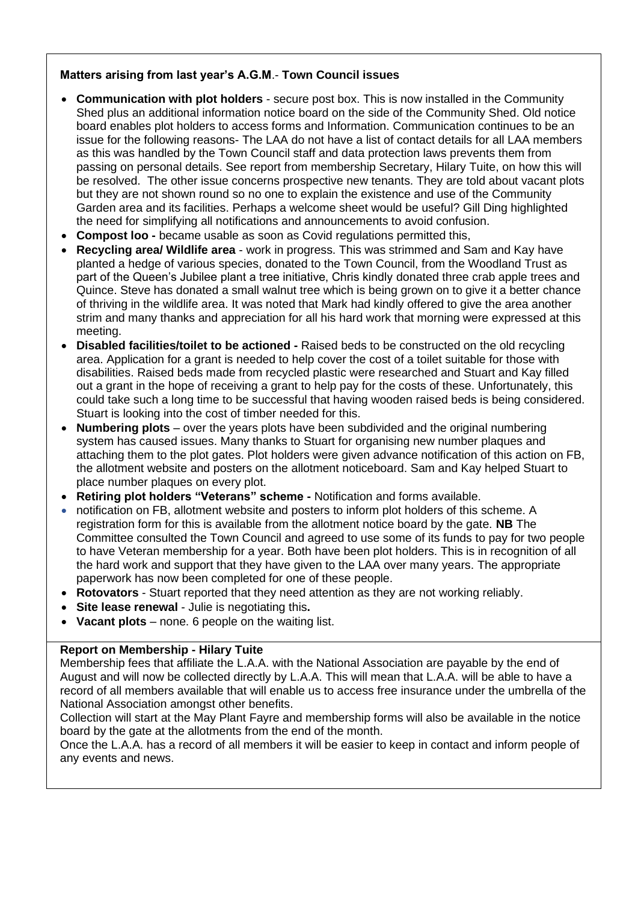**Matters arising from last year's A.G.M**.- **Town Council issues**

- **Communication with plot holders** - secure post box. This is now installed in the Community Shed plus an additional information notice board on the side of the Community Shed. Old notice board enables plot holders to access forms and Information. Communication continues to be an issue for the following reasons- The LAA do not have a list of contact details for all LAA members as this was handled by the Town Council staff and data protection laws prevents them from passing on personal details. See report from membership Secretary, Hilary Tuite, on how this will be resolved. The other issue concerns prospective new tenants. They are told about vacant plots but they are not shown round so no one to explain the existence and use of the Community Garden area and its facilities. Perhaps a welcome sheet would be useful? Gill Ding highlighted the need for simplifying all notifications and announcements to avoid confusion.
- **Compost loo -** became usable as soon as Covid regulations permitted this,
- **Recycling area/ Wildlife area** - work in progress. This was strimmed and Sam and Kay have planted a hedge of various species, donated to the Town Council, from the Woodland Trust as part of the Queen's Jubilee plant a tree initiative, Chris kindly donated three crab apple trees and Quince. Steve has donated a small walnut tree which is being grown on to give it a better chance of thriving in the wildlife area. It was noted that Mark had kindly offered to give the area another strim and many thanks and appreciation for all his hard work that morning were expressed at this meeting.
- **Disabled facilities/toilet to be actioned -** Raised beds to be constructed on the old recycling area. Application for a grant is needed to help cover the cost of a toilet suitable for those with disabilities. Raised beds made from recycled plastic were researched and Stuart and Kay filled out a grant in the hope of receiving a grant to help pay for the costs of these. Unfortunately, this could take such a long time to be successful that having wooden raised beds is being considered. Stuart is looking into the cost of timber needed for this.
- **Numbering plots** – over the years plots have been subdivided and the original numbering system has caused issues. Many thanks to Stuart for organising new number plaques and attaching them to the plot gates. Plot holders were given advance notification of this action on FB, the allotment website and posters on the allotment noticeboard. Sam and Kay helped Stuart to place number plaques on every plot.
- **Retiring plot holders "Veterans" scheme -** Notification and forms available.
- notification on FB, allotment website and posters to inform plot holders of this scheme. A registration form for this is available from the allotment notice board by the gate. **NB** The Committee consulted the Town Council and agreed to use some of its funds to pay for two people to have Veteran membership for a year. Both have been plot holders. This is in recognition of all the hard work and support that they have given to the LAA over many years. The appropriate paperwork has now been completed for one of these people.
- **Rotovators** - Stuart reported that they need attention as they are not working reliably.
- **Site lease renewal** - Julie is negotiating this**.**
- **Vacant plots** – none. 6 people on the waiting list.

**Report on Membership - Hilary Tuite**

Membership fees that affiliate the L.A.A. with the National Association are payable by the end of August and will now be collected directly by L.A.A. This will mean that L.A.A. will be able to have a record of all members available that will enable us to access free insurance under the umbrella of the National Association amongst other benefits.

Collection will start at the May Plant Fayre and membership forms will also be available in the notice board by the gate at the allotments from the end of the month.

Once the L.A.A. has a record of all members it will be easier to keep in contact and inform people of any events and news.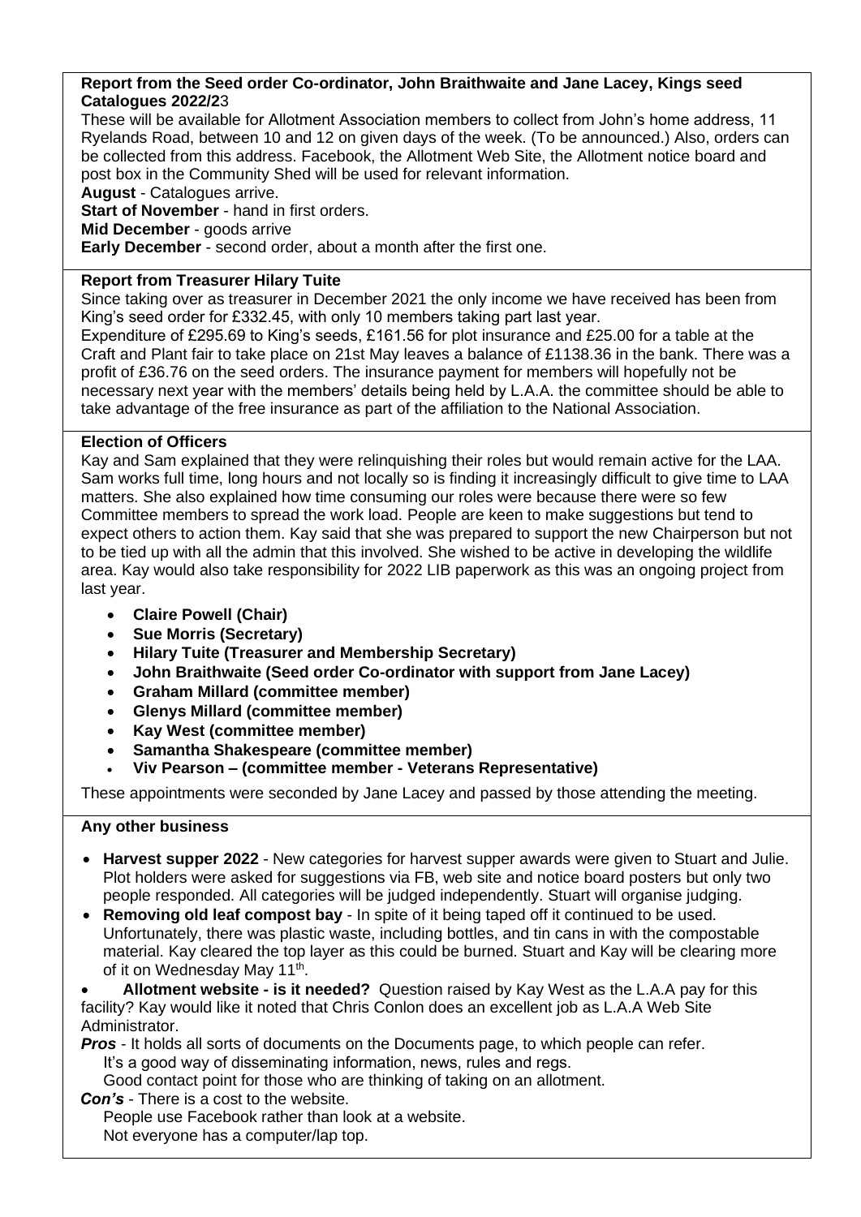**Report from the Seed order Co-ordinator, John Braithwaite and Jane Lacey, Kings seed Catalogues 2022/23**

These will be available for Allotment Association members to collect from John's home address, 11 Ryelands Road, between 10 and 12 on given days of the week. (To be announced.) Also, orders can be collected from this address. Facebook, the Allotment Web Site, the Allotment notice board and post box in the Community Shed will be used for relevant information.

**August** - Catalogues arrive.

**Start of November** - hand in first orders.

**Mid December** - goods arrive

**Early December** - second order, about a month after the first one.

**Report from Treasurer Hilary Tuite**

Since taking over as treasurer in December 2021 the only income we have received has been from King's seed order for £332.45, with only 10 members taking part last year.

Expenditure of £295.69 to King's seeds, £161.56 for plot insurance and £25.00 for a table at the Craft and Plant fair to take place on 21st May leaves a balance of £1138.36 in the bank. There was a profit of £36.76 on the seed orders. The insurance payment for members will hopefully not be necessary next year with the members' details being held by L.A.A. the committee should be able to take advantage of the free insurance as part of the affiliation to the National Association.

**Election of Officers**

Kay and Sam explained that they were relinquishing their roles but would remain active for the LAA. Sam works full time, long hours and not locally so is finding it increasingly difficult to give time to LAA matters. She also explained how time consuming our roles were because there were so few Committee members to spread the work load. People are keen to make suggestions but tend to expect others to action them. Kay said that she was prepared to support the new Chairperson but not to be tied up with all the admin that this involved. She wished to be active in developing the wildlife area. Kay would also take responsibility for 2022 LIB paperwork as this was an ongoing project from last year.

- **Claire Powell (Chair)**
- **Sue Morris (Secretary)**
- **Hilary Tuite (Treasurer and Membership Secretary)**
- **John Braithwaite (Seed order Co-ordinator with support from Jane Lacey)**
- **Graham Millard (committee member)**
- **Glenys Millard (committee member)**
- **Kay West (committee member)**
- **Samantha Shakespeare (committee member)**
- **Viv Pearson – (committee member - Veterans Representative)**

These appointments were seconded by Jane Lacey and passed by those attending the meeting.

**Any other business**

- **Harvest supper 2022** - New categories for harvest supper awards were given to Stuart and Julie. Plot holders were asked for suggestions via FB, web site and notice board posters but only two people responded. All categories will be judged independently. Stuart will organise judging.
- **Removing old leaf compost bay** - In spite of it being taped off it continued to be used. Unfortunately, there was plastic waste, including bottles, and tin cans in with the compostable material. Kay cleared the top layer as this could be burned. Stuart and Kay will be clearing more of it on Wednesday May 11th.
- **Allotment website - is it needed?** Question raised by Kay West as the L.A.A pay for this facility? Kay would like it noted that Chris Conlon does an excellent job as L.A.A Web Site Administrator.

***Pros*** - It holds all sorts of documents on the Documents page, to which people can refer.
It's a good way of disseminating information, news, rules and regs.
Good contact point for those who are thinking of taking on an allotment.

***Con's*** - There is a cost to the website.
People use Facebook rather than look at a website.
Not everyone has a computer/lap top.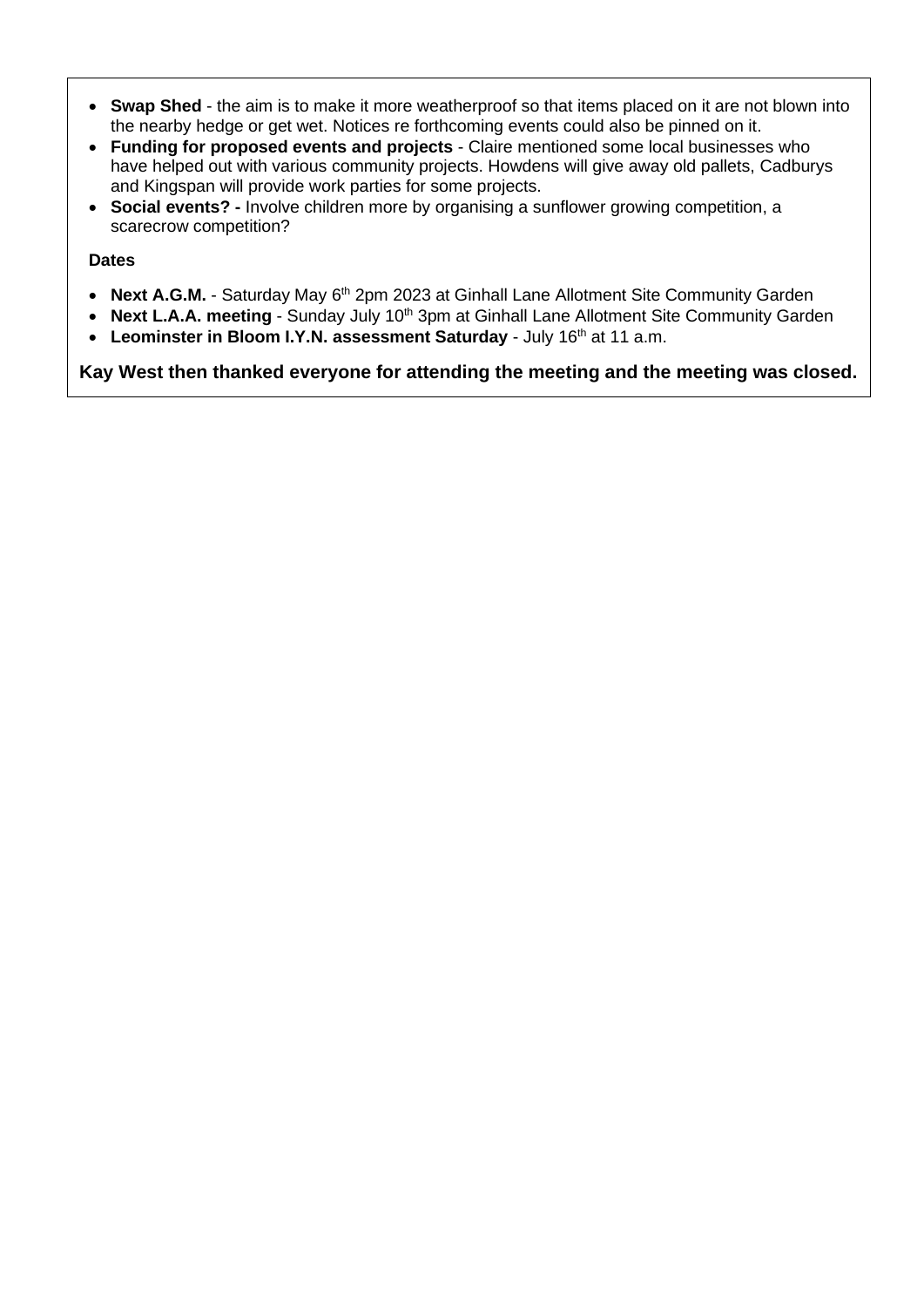- **Swap Shed** - the aim is to make it more weatherproof so that items placed on it are not blown into the nearby hedge or get wet. Notices re forthcoming events could also be pinned on it.
- **Funding for proposed events and projects** - Claire mentioned some local businesses who have helped out with various community projects. Howdens will give away old pallets, Cadburys and Kingspan will provide work parties for some projects.
- **Social events? -** Involve children more by organising a sunflower growing competition, a scarecrow competition?

**Dates**

- **Next A.G.M.** - Saturday May 6th 2pm 2023 at Ginhall Lane Allotment Site Community Garden
- **Next L.A.A. meeting** - Sunday July 10th 3pm at Ginhall Lane Allotment Site Community Garden
- **Leominster in Bloom I.Y.N. assessment Saturday** - July 16th at 11 a.m.

**Kay West then thanked everyone for attending the meeting and the meeting was closed.**